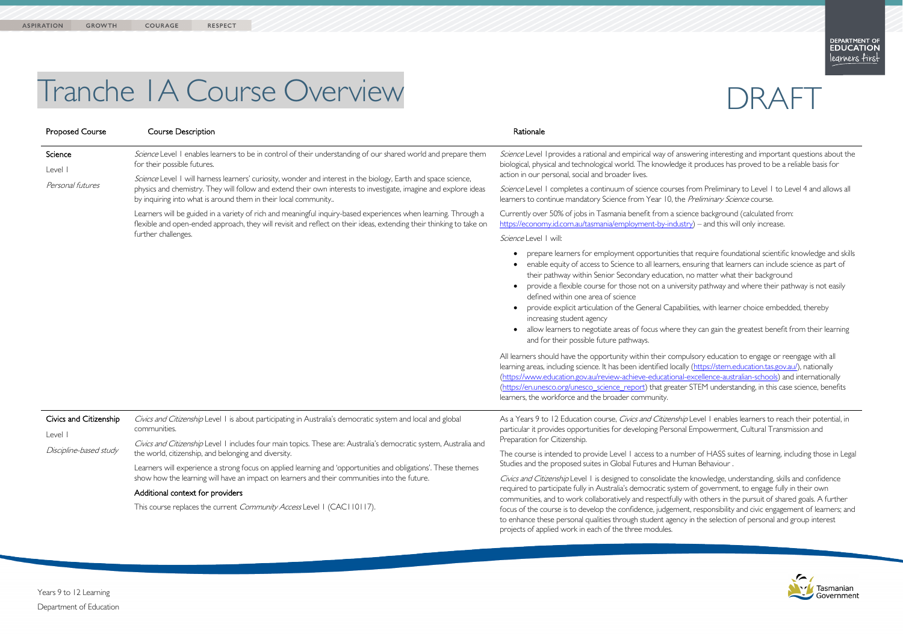# Tranche 1A Course Overview

DRAFT

| Proposed Course | Course Description | Rationale |
|---|---|---|
| **Science**<br>Level 1<br>*Personal futures* | *Science* Level 1 enables learners to be in control of their understanding of our shared world and prepare them for their possible futures.<br><br>*Science* Level 1 will harness learners' curiosity, wonder and interest in the biology, Earth and space science, physics and chemistry. They will follow and extend their own interests to investigate, imagine and explore ideas by inquiring into what is around them in their local community..<br><br>Learners will be guided in a variety of rich and meaningful inquiry-based experiences when learning. Through a flexible and open-ended approach, they will revisit and reflect on their ideas, extending their thinking to take on further challenges. | *Science* Level 1provides a rational and empirical way of answering interesting and important questions about the biological, physical and technological world. The knowledge it produces has proved to be a reliable basis for action in our personal, social and broader lives.<br><br>*Science* Level 1 completes a continuum of science courses from Preliminary to Level 1 to Level 4 and allows all learners to continue mandatory Science from Year 10, the *Preliminary Science* course.<br><br>Currently over 50% of jobs in Tasmania benefit from a science background (calculated from: https://economy.id.com.au/tasmania/employment-by-industry) – and this will only increase.<br><br>*Science* Level 1 will:<br>• prepare learners for employment opportunities that require foundational scientific knowledge and skills<br>• enable equity of access to Science to all learners, ensuring that learners can include science as part of their pathway within Senior Secondary education, no matter what their background<br>• provide a flexible course for those not on a university pathway and where their pathway is not easily defined within one area of science<br>• provide explicit articulation of the General Capabilities, with learner choice embedded, thereby increasing student agency<br>• allow learners to negotiate areas of focus where they can gain the greatest benefit from their learning and for their possible future pathways.<br><br>All learners should have the opportunity within their compulsory education to engage or reengage with all learning areas, including science. It has been identified locally (https://stem.education.tas.gov.au/), nationally (https://www.education.gov.au/review-achieve-educational-excellence-australian-schools) and internationally (https://en.unesco.org/unesco_science_report) that greater STEM understanding, in this case science, benefits learners, the workforce and the broader community. |
| **Civics and Citizenship**<br>Level 1<br>*Discipline-based study* | *Civics and Citizenship* Level 1 is about participating in Australia's democratic system and local and global communities.<br><br>*Civics and Citizenship* Level 1 includes four main topics. These are: Australia's democratic system, Australia and the world, citizenship, and belonging and diversity.<br><br>Learners will experience a strong focus on applied learning and 'opportunities and obligations'. These themes show how the learning will have an impact on learners and their communities into the future.<br><br>**Additional context for providers**<br><br>This course replaces the current *Community Access* Level 1 (CAC110117). | As a Years 9 to 12 Education course, *Civics and Citizenship* Level 1 enables learners to reach their potential, in particular it provides opportunities for developing Personal Empowerment, Cultural Transmission and Preparation for Citizenship.<br><br>The course is intended to provide Level 1 access to a number of HASS suites of learning, including those in Legal Studies and the proposed suites in Global Futures and Human Behaviour .<br><br>*Civics and Citizenship* Level 1 is designed to consolidate the knowledge, understanding, skills and confidence required to participate fully in Australia's democratic system of government, to engage fully in their own communities, and to work collaboratively and respectfully with others in the pursuit of shared goals. A further focus of the course is to develop the confidence, judgement, responsibility and civic engagement of learners; and to enhance these personal qualities through student agency in the selection of personal and group interest projects of applied work in each of the three modules. |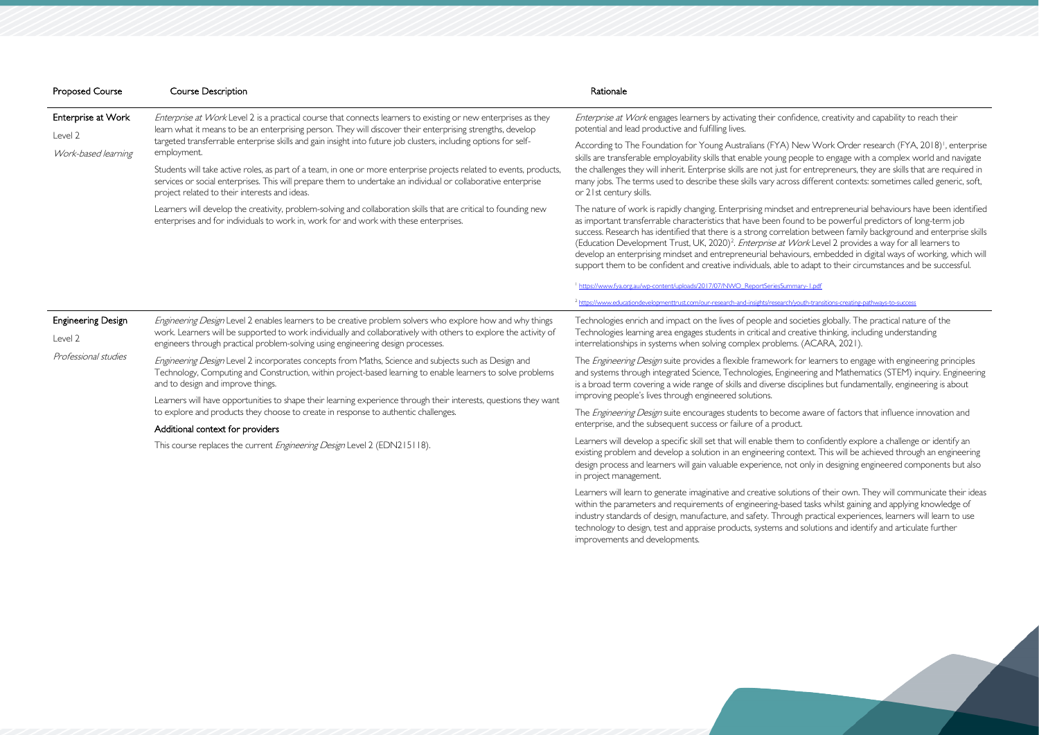| Proposed Course | Course Description | Rationale |
|---|---|---|
| **Enterprise at Work**<br>Level 2<br>*Work-based learning* | *Enterprise at Work* Level 2 is a practical course that connects learners to existing or new enterprises as they learn what it means to be an enterprising person. They will discover their enterprising strengths, develop targeted transferrable enterprise skills and gain insight into future job clusters, including options for self-employment.<br><br>Students will take active roles, as part of a team, in one or more enterprise projects related to events, products, services or social enterprises. This will prepare them to undertake an individual or collaborative enterprise project related to their interests and ideas.<br><br>Learners will develop the creativity, problem-solving and collaboration skills that are critical to founding new enterprises and for individuals to work in, work for and work with these enterprises. | *Enterprise at Work* engages learners by activating their confidence, creativity and capability to reach their potential and lead productive and fulfilling lives.<br><br>According to The Foundation for Young Australians (FYA) New Work Order research (FYA, 2018)[1], enterprise skills are transferable employability skills that enable young people to engage with a complex world and navigate the challenges they will inherit. Enterprise skills are not just for entrepreneurs, they are skills that are required in many jobs. The terms used to describe these skills vary across different contexts: sometimes called generic, soft, or 21st century skills.<br><br>The nature of work is rapidly changing. Enterprising mindset and entrepreneurial behaviours have been identified as important transferrable characteristics that have been found to be powerful predictors of long-term job success. Research has identified that there is a strong correlation between family background and enterprise skills (Education Development Trust, UK, 2020)[2]. *Enterprise at Work* Level 2 provides a way for all learners to develop an enterprising mindset and entrepreneurial behaviours, embedded in digital ways of working, which will support them to be confident and creative individuals, able to adapt to their circumstances and be successful.<br><br>[1] https://www.fya.org.au/wp-content/uploads/2017/07/NWO_ReportSeriesSummary-1.pdf<br><br>[2] https://www.educationdevelopmenttrust.com/our-research-and-insights/research/youth-transitions-creating-pathways-to-success |
| **Engineering Design**<br>Level 2<br>*Professional studies* | *Engineering Design* Level 2 enables learners to be creative problem solvers who explore how and why things work. Learners will be supported to work individually and collaboratively with others to explore the activity of engineers through practical problem-solving using engineering design processes.<br><br>*Engineering Design* Level 2 incorporates concepts from Maths, Science and subjects such as Design and Technology, Computing and Construction, within project-based learning to enable learners to solve problems and to design and improve things.<br><br>Learners will have opportunities to shape their learning experience through their interests, questions they want to explore and products they choose to create in response to authentic challenges.<br><br>**Additional context for providers**<br><br>This course replaces the current *Engineering Design* Level 2 (EDN215118). | Technologies enrich and impact on the lives of people and societies globally. The practical nature of the Technologies learning area engages students in critical and creative thinking, including understanding interrelationships in systems when solving complex problems. (ACARA, 2021).<br><br>The *Engineering Design* suite provides a flexible framework for learners to engage with engineering principles and systems through integrated Science, Technologies, Engineering and Mathematics (STEM) inquiry. Engineering is a broad term covering a wide range of skills and diverse disciplines but fundamentally, engineering is about improving people's lives through engineered solutions.<br><br>The *Engineering Design* suite encourages students to become aware of factors that influence innovation and enterprise, and the subsequent success or failure of a product.<br><br>Learners will develop a specific skill set that will enable them to confidently explore a challenge or identify an existing problem and develop a solution in an engineering context. This will be achieved through an engineering design process and learners will gain valuable experience, not only in designing engineered components but also in project management.<br><br>Learners will learn to generate imaginative and creative solutions of their own. They will communicate their ideas within the parameters and requirements of engineering-based tasks whilst gaining and applying knowledge of industry standards of design, manufacture, and safety. Through practical experiences, learners will learn to use technology to design, test and appraise products, systems and solutions and identify and articulate further improvements and developments. |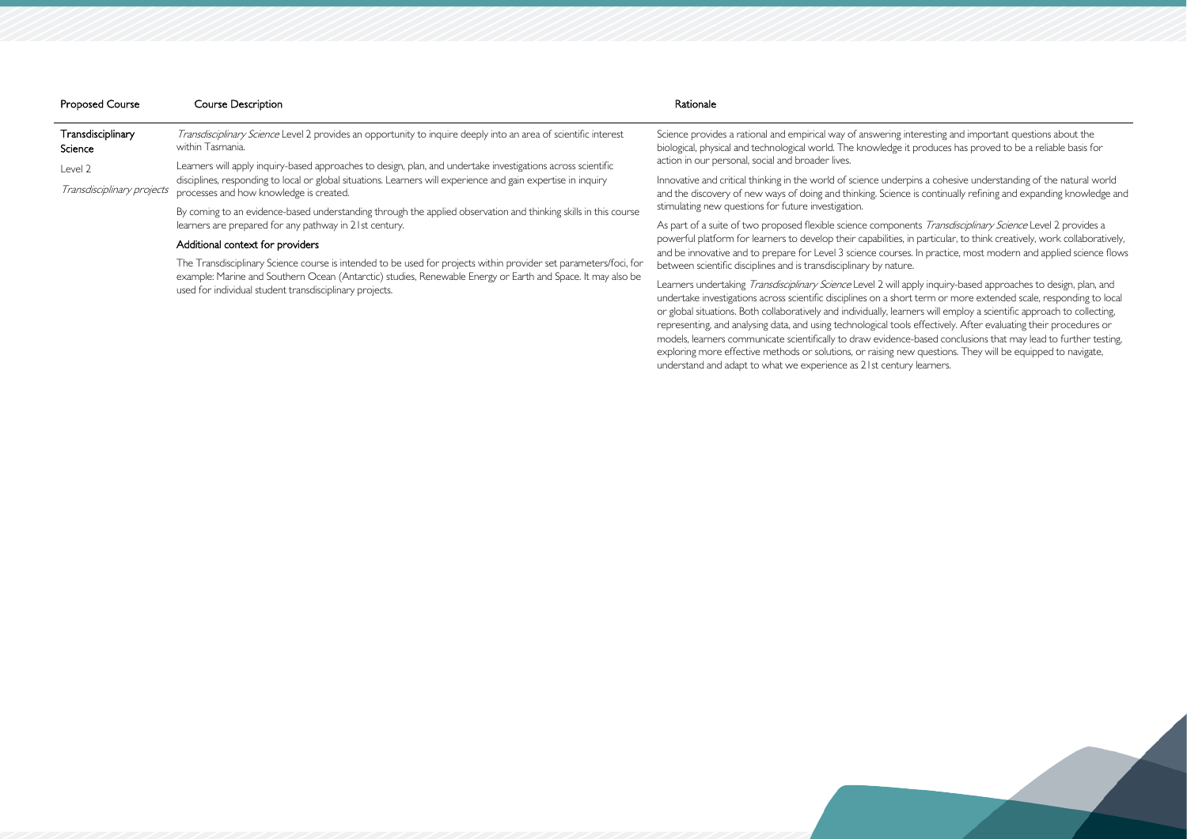| Proposed Course | Course Description | Rationale |
|---|---|---|
| **Transdisciplinary Science**<br><br>Level 2<br><br>*Transdisciplinary projects* | *Transdisciplinary Science* Level 2 provides an opportunity to inquire deeply into an area of scientific interest within Tasmania.<br><br>Learners will apply inquiry-based approaches to design, plan, and undertake investigations across scientific disciplines, responding to local or global situations. Learners will experience and gain expertise in inquiry processes and how knowledge is created.<br><br>By coming to an evidence-based understanding through the applied observation and thinking skills in this course learners are prepared for any pathway in 21st century.<br><br>**Additional context for providers**<br><br>The Transdisciplinary Science course is intended to be used for projects within provider set parameters/foci, for example: Marine and Southern Ocean (Antarctic) studies, Renewable Energy or Earth and Space. It may also be used for individual student transdisciplinary projects. | Science provides a rational and empirical way of answering interesting and important questions about the biological, physical and technological world. The knowledge it produces has proved to be a reliable basis for action in our personal, social and broader lives.<br><br>Innovative and critical thinking in the world of science underpins a cohesive understanding of the natural world and the discovery of new ways of doing and thinking. Science is continually refining and expanding knowledge and stimulating new questions for future investigation.<br><br>As part of a suite of two proposed flexible science components *Transdisciplinary Science* Level 2 provides a powerful platform for learners to develop their capabilities, in particular, to think creatively, work collaboratively, and be innovative and to prepare for Level 3 science courses. In practice, most modern and applied science flows between scientific disciplines and is transdisciplinary by nature.<br><br>Learners undertaking *Transdisciplinary Science* Level 2 will apply inquiry-based approaches to design, plan, and undertake investigations across scientific disciplines on a short term or more extended scale, responding to local or global situations. Both collaboratively and individually, learners will employ a scientific approach to collecting, representing, and analysing data, and using technological tools effectively. After evaluating their procedures or models, learners communicate scientifically to draw evidence-based conclusions that may lead to further testing, exploring more effective methods or solutions, or raising new questions. They will be equipped to navigate, understand and adapt to what we experience as 21st century learners. |